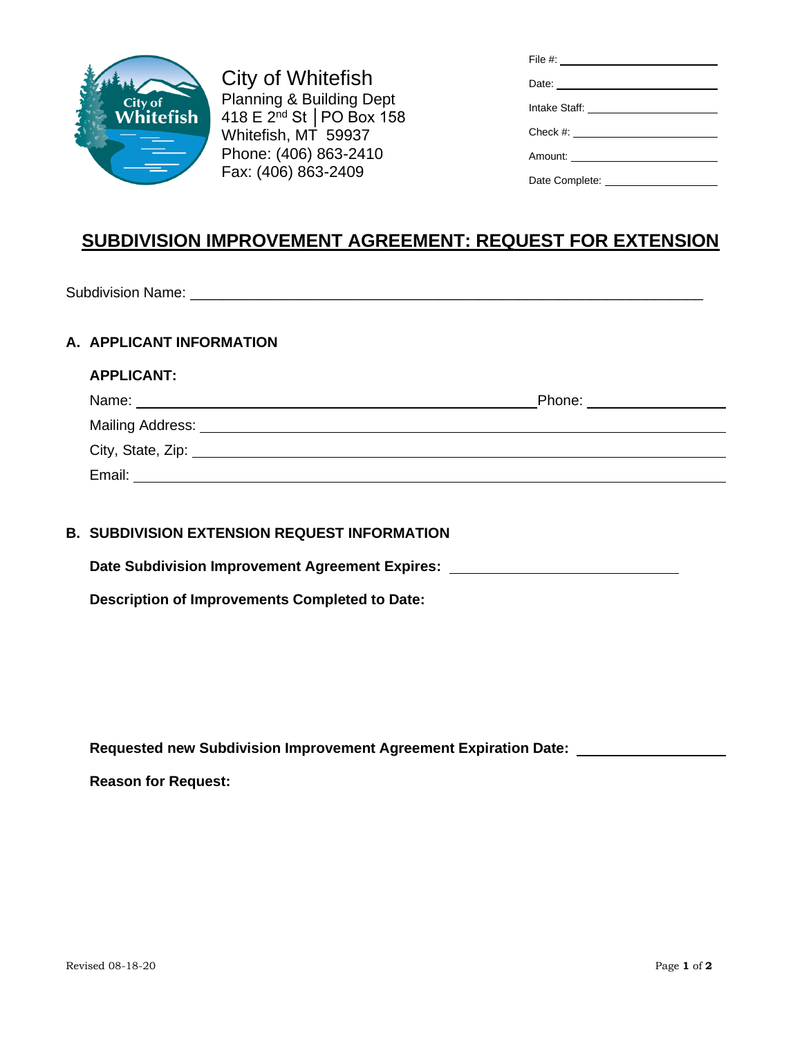City of Whitefish
Planning & Building Dept
418 E 2nd St │PO Box 158
Whitefish, MT 59937
Phone: (406) 863-2410
Fax: (406) 863-2409

File #: ______________________

Date: ______________________

Intake Staff: ______________________

Check #: ______________________

Amount: ______________________

Date Complete: ______________________

# SUBDIVISION IMPROVEMENT AGREEMENT: REQUEST FOR EXTENSION

Subdivision Name: ____________________________________________________________

## A. APPLICANT INFORMATION

**APPLICANT:**

Name: ____________________________________________ Phone: ________________

Mailing Address: ____________________________________________________________

City, State, Zip: ____________________________________________________________

Email: ____________________________________________________________

## B. SUBDIVISION EXTENSION REQUEST INFORMATION

**Date Subdivision Improvement Agreement Expires:** ____________________________

**Description of Improvements Completed to Date:**

**Requested new Subdivision Improvement Agreement Expiration Date:** ________________

**Reason for Request:**

Revised 08-18-20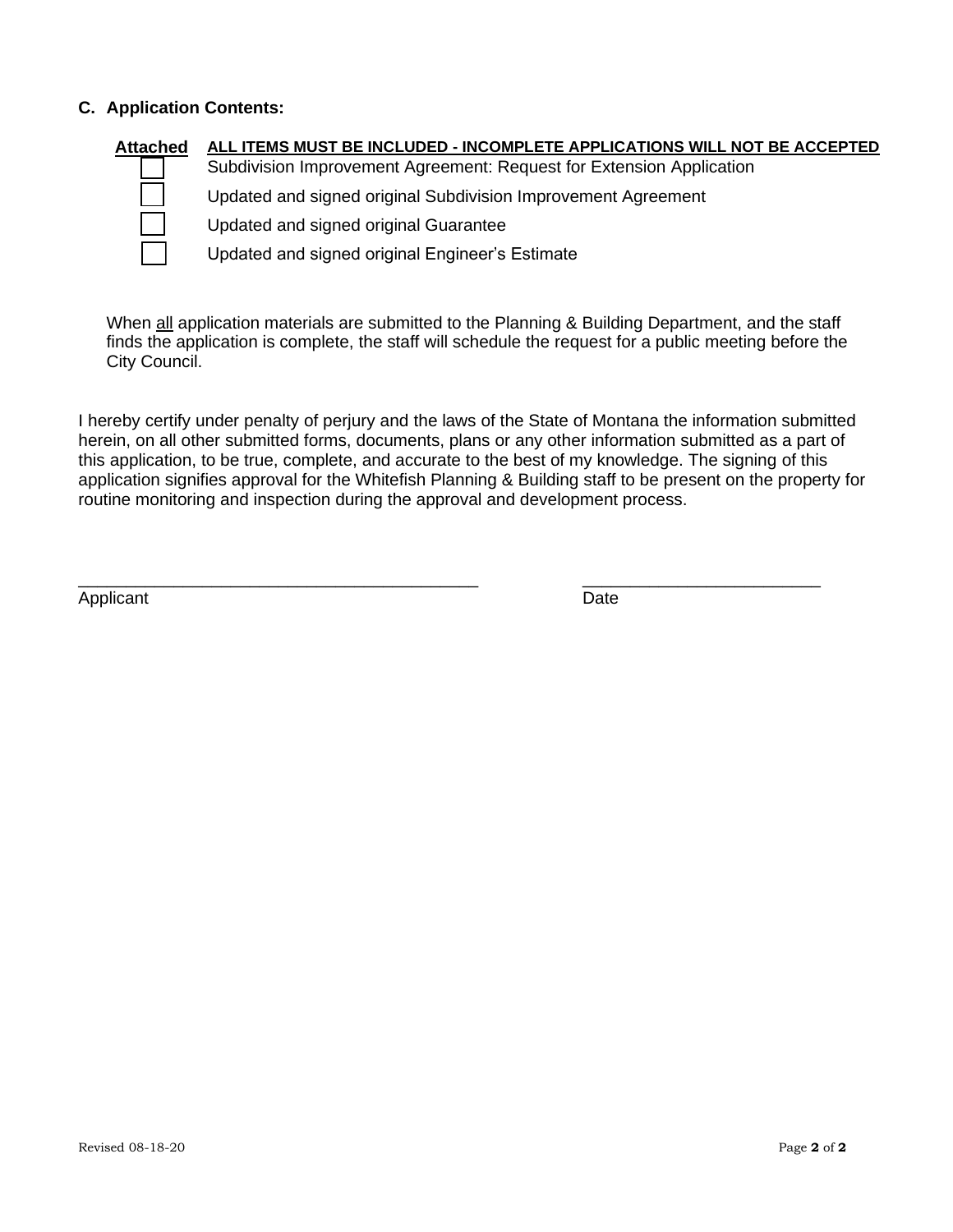### C. Application Contents:

| Attached | ALL ITEMS MUST BE INCLUDED - INCOMPLETE APPLICATIONS WILL NOT BE ACCEPTED |
|---|---|
| ☐ | Subdivision Improvement Agreement: Request for Extension Application |
| ☐ | Updated and signed original Subdivision Improvement Agreement |
| ☐ | Updated and signed original Guarantee |
| ☐ | Updated and signed original Engineer's Estimate |

When all application materials are submitted to the Planning & Building Department, and the staff finds the application is complete, the staff will schedule the request for a public meeting before the City Council.

I hereby certify under penalty of perjury and the laws of the State of Montana the information submitted herein, on all other submitted forms, documents, plans or any other information submitted as a part of this application, to be true, complete, and accurate to the best of my knowledge. The signing of this application signifies approval for the Whitefish Planning & Building staff to be present on the property for routine monitoring and inspection during the approval and development process.

\_\_\_\_\_\_\_\_\_\_\_\_\_\_\_\_\_\_\_\_\_\_\_\_\_\_\_\_\_\_\_\_\_\_\_\_\_\_\_\_\_\_ \_\_\_\_\_\_\_\_\_\_\_\_\_\_\_\_\_\_\_\_\_\_\_\_\_

Applicant Date

Revised 08-18-20